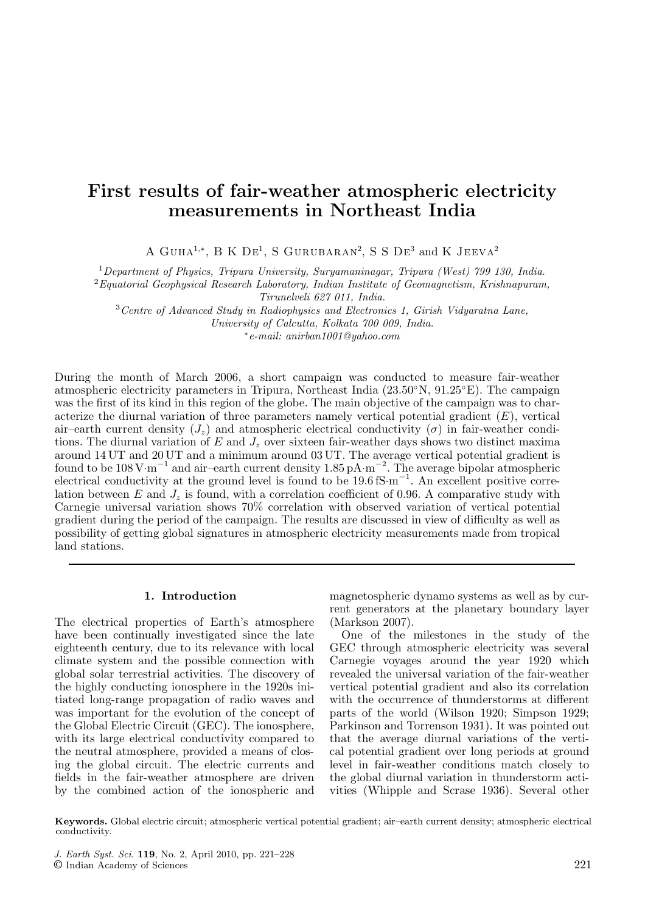# First results of fair-weather atmospheric electricity measurements in Northeast India

A Guha[1,*], B K De[1], S Gurubaran[2], S S De[3] and K Jeeva[2]

[1] *Department of Physics, Tripura University, Suryamaninagar, Tripura (West) 799 130, India.*

[2] *Equatorial Geophysical Research Laboratory, Indian Institute of Geomagnetism, Krishnapuram, Tirunelveli 627 011, India.*

[3] *Centre of Advanced Study in Radiophysics and Electronics 1, Girish Vidyaratna Lane, University of Calcutta, Kolkata 700 009, India.*

[*] *e-mail: anirban1001@yahoo.com*

During the month of March 2006, a short campaign was conducted to measure fair-weather atmospheric electricity parameters in Tripura, Northeast India (23.50°N, 91.25°E). The campaign was the first of its kind in this region of the globe. The main objective of the campaign was to characterize the diurnal variation of three parameters namely vertical potential gradient ($E$), vertical air–earth current density ($J_z$) and atmospheric electrical conductivity ($\sigma$) in fair-weather conditions. The diurnal variation of $E$ and $J_z$ over sixteen fair-weather days shows two distinct maxima around 14 UT and 20 UT and a minimum around 03 UT. The average vertical potential gradient is found to be $108\,\mathrm{V{\cdot}m^{-1}}$ and air–earth current density $1.85\,\mathrm{pA{\cdot}m^{-2}}$. The average bipolar atmospheric electrical conductivity at the ground level is found to be $19.6\,\mathrm{fS{\cdot}m^{-1}}$. An excellent positive correlation between $E$ and $J_z$ is found, with a correlation coefficient of 0.96. A comparative study with Carnegie universal variation shows 70% correlation with observed variation of vertical potential gradient during the period of the campaign. The results are discussed in view of difficulty as well as possibility of getting global signatures in atmospheric electricity measurements made from tropical land stations.

## 1. Introduction

The electrical properties of Earth's atmosphere have been continually investigated since the late eighteenth century, due to its relevance with local climate system and the possible connection with global solar terrestrial activities. The discovery of the highly conducting ionosphere in the 1920s initiated long-range propagation of radio waves and was important for the evolution of the concept of the Global Electric Circuit (GEC). The ionosphere, with its large electrical conductivity compared to the neutral atmosphere, provided a means of closing the global circuit. The electric currents and fields in the fair-weather atmosphere are driven by the combined action of the ionospheric and magnetospheric dynamo systems as well as by current generators at the planetary boundary layer (Markson 2007).

One of the milestones in the study of the GEC through atmospheric electricity was several Carnegie voyages around the year 1920 which revealed the universal variation of the fair-weather vertical potential gradient and also its correlation with the occurrence of thunderstorms at different parts of the world (Wilson 1920; Simpson 1929; Parkinson and Torrenson 1931). It was pointed out that the average diurnal variations of the vertical potential gradient over long periods at ground level in fair-weather conditions match closely to the global diurnal variation in thunderstorm activities (Whipple and Scrase 1936). Several other

**Keywords.** Global electric circuit; atmospheric vertical potential gradient; air–earth current density; atmospheric electrical conductivity.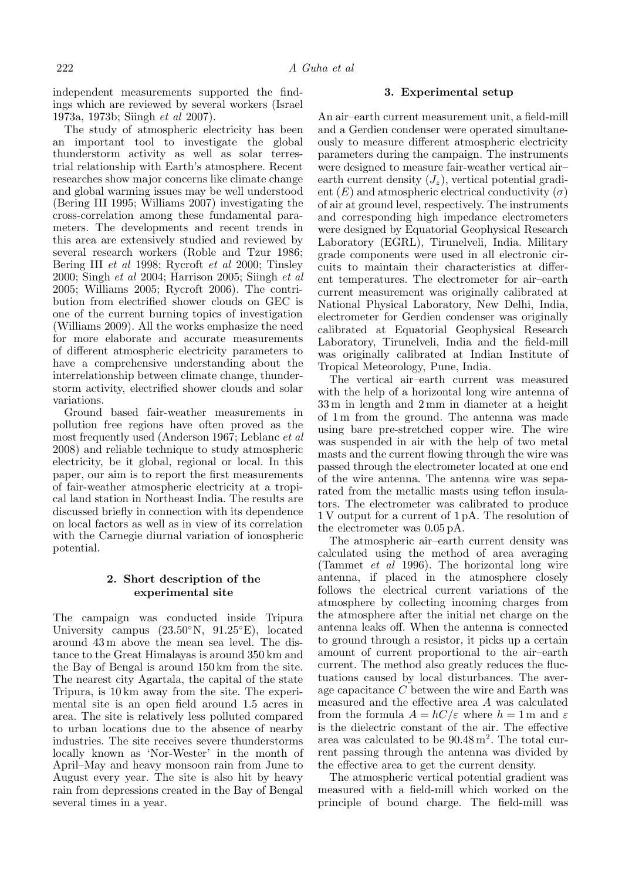independent measurements supported the findings which are reviewed by several workers (Israel 1973a, 1973b; Siingh *et al* 2007).

The study of atmospheric electricity has been an important tool to investigate the global thunderstorm activity as well as solar terrestrial relationship with Earth's atmosphere. Recent researches show major concerns like climate change and global warming issues may be well understood (Bering III 1995; Williams 2007) investigating the cross-correlation among these fundamental parameters. The developments and recent trends in this area are extensively studied and reviewed by several research workers (Roble and Tzur 1986; Bering III *et al* 1998; Rycroft *et al* 2000; Tinsley 2000; Singh *et al* 2004; Harrison 2005; Siingh *et al* 2005; Williams 2005; Rycroft 2006). The contribution from electrified shower clouds on GEC is one of the current burning topics of investigation (Williams 2009). All the works emphasize the need for more elaborate and accurate measurements of different atmospheric electricity parameters to have a comprehensive understanding about the interrelationship between climate change, thunderstorm activity, electrified shower clouds and solar variations.

Ground based fair-weather measurements in pollution free regions have often proved as the most frequently used (Anderson 1967; Leblanc *et al* 2008) and reliable technique to study atmospheric electricity, be it global, regional or local. In this paper, our aim is to report the first measurements of fair-weather atmospheric electricity at a tropical land station in Northeast India. The results are discussed briefly in connection with its dependence on local factors as well as in view of its correlation with the Carnegie diurnal variation of ionospheric potential.

## 2. Short description of the experimental site

The campaign was conducted inside Tripura University campus (23.50°N, 91.25°E), located around 43 m above the mean sea level. The distance to the Great Himalayas is around 350 km and the Bay of Bengal is around 150 km from the site. The nearest city Agartala, the capital of the state Tripura, is 10 km away from the site. The experimental site is an open field around 1.5 acres in area. The site is relatively less polluted compared to urban locations due to the absence of nearby industries. The site receives severe thunderstorms locally known as 'Nor-Wester' in the month of April–May and heavy monsoon rain from June to August every year. The site is also hit by heavy rain from depressions created in the Bay of Bengal several times in a year.

## 3. Experimental setup

An air–earth current measurement unit, a field-mill and a Gerdien condenser were operated simultaneously to measure different atmospheric electricity parameters during the campaign. The instruments were designed to measure fair-weather vertical air–earth current density ($J_z$), vertical potential gradient ($E$) and atmospheric electrical conductivity ($\sigma$) of air at ground level, respectively. The instruments and corresponding high impedance electrometers were designed by Equatorial Geophysical Research Laboratory (EGRL), Tirunelveli, India. Military grade components were used in all electronic circuits to maintain their characteristics at different temperatures. The electrometer for air–earth current measurement was originally calibrated at National Physical Laboratory, New Delhi, India, electrometer for Gerdien condenser was originally calibrated at Equatorial Geophysical Research Laboratory, Tirunelveli, India and the field-mill was originally calibrated at Indian Institute of Tropical Meteorology, Pune, India.

The vertical air–earth current was measured with the help of a horizontal long wire antenna of 33 m in length and 2 mm in diameter at a height of 1 m from the ground. The antenna was made using bare pre-stretched copper wire. The wire was suspended in air with the help of two metal masts and the current flowing through the wire was passed through the electrometer located at one end of the wire antenna. The antenna wire was separated from the metallic masts using teflon insulators. The electrometer was calibrated to produce 1 V output for a current of 1 pA. The resolution of the electrometer was 0.05 pA.

The atmospheric air–earth current density was calculated using the method of area averaging (Tammet *et al* 1996). The horizontal long wire antenna, if placed in the atmosphere closely follows the electrical current variations of the atmosphere by collecting incoming charges from the atmosphere after the initial net charge on the antenna leaks off. When the antenna is connected to ground through a resistor, it picks up a certain amount of current proportional to the air–earth current. The method also greatly reduces the fluctuations caused by local disturbances. The average capacitance $C$ between the wire and Earth was measured and the effective area $A$ was calculated from the formula $A = hC/\varepsilon$ where $h = 1$ m and $\varepsilon$ is the dielectric constant of the air. The effective area was calculated to be 90.48 m$^2$. The total current passing through the antenna was divided by the effective area to get the current density.

The atmospheric vertical potential gradient was measured with a field-mill which worked on the principle of bound charge. The field-mill was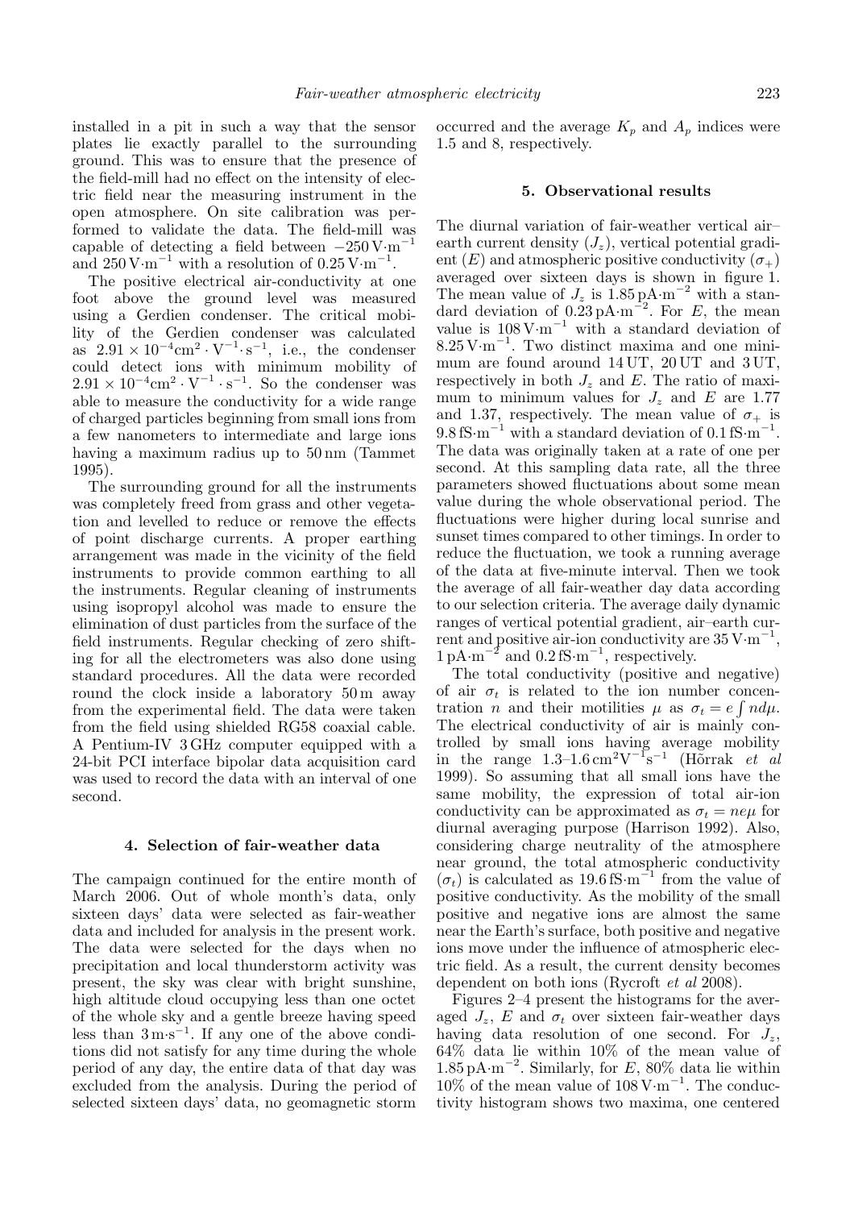installed in a pit in such a way that the sensor plates lie exactly parallel to the surrounding ground. This was to ensure that the presence of the field-mill had no effect on the intensity of electric field near the measuring instrument in the open atmosphere. On site calibration was performed to validate the data. The field-mill was capable of detecting a field between $-250\,\text{V}\cdot\text{m}^{-1}$ and $250\,\text{V}\cdot\text{m}^{-1}$ with a resolution of $0.25\,\text{V}\cdot\text{m}^{-1}$.

The positive electrical air-conductivity at one foot above the ground level was measured using a Gerdien condenser. The critical mobility of the Gerdien condenser was calculated as $2.91 \times 10^{-4}\text{cm}^2 \cdot \text{V}^{-1} \cdot \text{s}^{-1}$, i.e., the condenser could detect ions with minimum mobility of $2.91 \times 10^{-4}\text{cm}^2 \cdot \text{V}^{-1} \cdot \text{s}^{-1}$. So the condenser was able to measure the conductivity for a wide range of charged particles beginning from small ions from a few nanometers to intermediate and large ions having a maximum radius up to 50 nm (Tammet 1995).

The surrounding ground for all the instruments was completely freed from grass and other vegetation and levelled to reduce or remove the effects of point discharge currents. A proper earthing arrangement was made in the vicinity of the field instruments to provide common earthing to all the instruments. Regular cleaning of instruments using isopropyl alcohol was made to ensure the elimination of dust particles from the surface of the field instruments. Regular checking of zero shifting for all the electrometers was also done using standard procedures. All the data were recorded round the clock inside a laboratory 50 m away from the experimental field. The data were taken from the field using shielded RG58 coaxial cable. A Pentium-IV 3 GHz computer equipped with a 24-bit PCI interface bipolar data acquisition card was used to record the data with an interval of one second.

## 4. Selection of fair-weather data

The campaign continued for the entire month of March 2006. Out of whole month's data, only sixteen days' data were selected as fair-weather data and included for analysis in the present work. The data were selected for the days when no precipitation and local thunderstorm activity was present, the sky was clear with bright sunshine, high altitude cloud occupying less than one octet of the whole sky and a gentle breeze having speed less than $3\,\text{m}\cdot\text{s}^{-1}$. If any one of the above conditions did not satisfy for any time during the whole period of any day, the entire data of that day was excluded from the analysis. During the period of selected sixteen days' data, no geomagnetic storm occurred and the average $K_p$ and $A_p$ indices were 1.5 and 8, respectively.

## 5. Observational results

The diurnal variation of fair-weather vertical air–earth current density ($J_z$), vertical potential gradient ($E$) and atmospheric positive conductivity ($\sigma_+$) averaged over sixteen days is shown in figure 1. The mean value of $J_z$ is $1.85\,\text{pA}\cdot\text{m}^{-2}$ with a standard deviation of $0.23\,\text{pA}\cdot\text{m}^{-2}$. For $E$, the mean value is $108\,\text{V}\cdot\text{m}^{-1}$ with a standard deviation of $8.25\,\text{V}\cdot\text{m}^{-1}$. Two distinct maxima and one minimum are found around 14 UT, 20 UT and 3 UT, respectively in both $J_z$ and $E$. The ratio of maximum to minimum values for $J_z$ and $E$ are 1.77 and 1.37, respectively. The mean value of $\sigma_+$ is $9.8\,\text{fS}\cdot\text{m}^{-1}$ with a standard deviation of $0.1\,\text{fS}\cdot\text{m}^{-1}$. The data was originally taken at a rate of one per second. At this sampling data rate, all the three parameters showed fluctuations about some mean value during the whole observational period. The fluctuations were higher during local sunrise and sunset times compared to other timings. In order to reduce the fluctuation, we took a running average of the data at five-minute interval. Then we took the average of all fair-weather day data according to our selection criteria. The average daily dynamic ranges of vertical potential gradient, air–earth current and positive air-ion conductivity are $35\,\text{V}\cdot\text{m}^{-1}$, $1\,\text{pA}\cdot\text{m}^{-2}$ and $0.2\,\text{fS}\cdot\text{m}^{-1}$, respectively.

The total conductivity (positive and negative) of air $\sigma_t$ is related to the ion number concentration $n$ and their motilities $\mu$ as $\sigma_t = e \int n d\mu$. The electrical conductivity of air is mainly controlled by small ions having average mobility in the range $1.3$–$1.6\,\text{cm}^2\text{V}^{-1}\text{s}^{-1}$ (Hõrrak *et al* 1999). So assuming that all small ions have the same mobility, the expression of total air-ion conductivity can be approximated as $\sigma_t = ne\mu$ for diurnal averaging purpose (Harrison 1992). Also, considering charge neutrality of the atmosphere near ground, the total atmospheric conductivity ($\sigma_t$) is calculated as $19.6\,\text{fS}\cdot\text{m}^{-1}$ from the value of positive conductivity. As the mobility of the small positive and negative ions are almost the same near the Earth's surface, both positive and negative ions move under the influence of atmospheric electric field. As a result, the current density becomes dependent on both ions (Rycroft *et al* 2008).

Figures 2–4 present the histograms for the averaged $J_z$, $E$ and $\sigma_t$ over sixteen fair-weather days having data resolution of one second. For $J_z$, 64% data lie within 10% of the mean value of $1.85\,\text{pA}\cdot\text{m}^{-2}$. Similarly, for $E$, 80% data lie within 10% of the mean value of $108\,\text{V}\cdot\text{m}^{-1}$. The conductivity histogram shows two maxima, one centered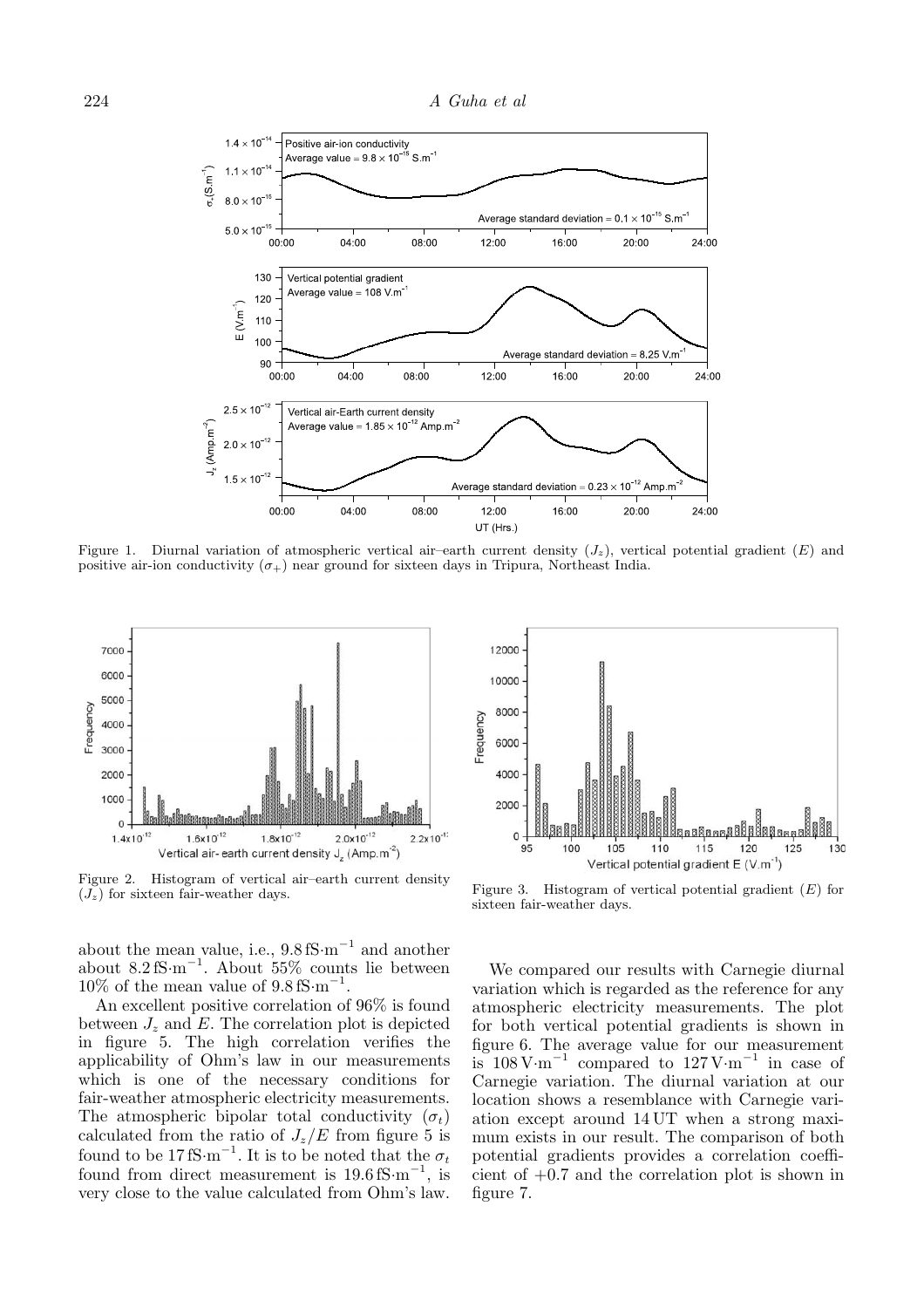Figure 1. Diurnal variation of atmospheric vertical air–earth current density ($J_z$), vertical potential gradient ($E$) and positive air-ion conductivity ($\sigma_+$) near ground for sixteen days in Tripura, Northeast India.

Figure 2. Histogram of vertical air–earth current density ($J_z$) for sixteen fair-weather days.

Figure 3. Histogram of vertical potential gradient ($E$) for sixteen fair-weather days.

about the mean value, i.e., $9.8\,\text{fS}\cdot\text{m}^{-1}$ and another about $8.2\,\text{fS}\cdot\text{m}^{-1}$. About 55% counts lie between 10% of the mean value of $9.8\,\text{fS}\cdot\text{m}^{-1}$.

An excellent positive correlation of 96% is found between $J_z$ and $E$. The correlation plot is depicted in figure 5. The high correlation verifies the applicability of Ohm's law in our measurements which is one of the necessary conditions for fair-weather atmospheric electricity measurements. The atmospheric bipolar total conductivity ($\sigma_t$) calculated from the ratio of $J_z/E$ from figure 5 is found to be $17\,\text{fS}\cdot\text{m}^{-1}$. It is to be noted that the $\sigma_t$ found from direct measurement is $19.6\,\text{fS}\cdot\text{m}^{-1}$, is very close to the value calculated from Ohm's law.

We compared our results with Carnegie diurnal variation which is regarded as the reference for any atmospheric electricity measurements. The plot for both vertical potential gradients is shown in figure 6. The average value for our measurement is $108\,\text{V}\cdot\text{m}^{-1}$ compared to $127\,\text{V}\cdot\text{m}^{-1}$ in case of Carnegie variation. The diurnal variation at our location shows a resemblance with Carnegie variation except around 14 UT when a strong maximum exists in our result. The comparison of both potential gradients provides a correlation coefficient of +0.7 and the correlation plot is shown in figure 7.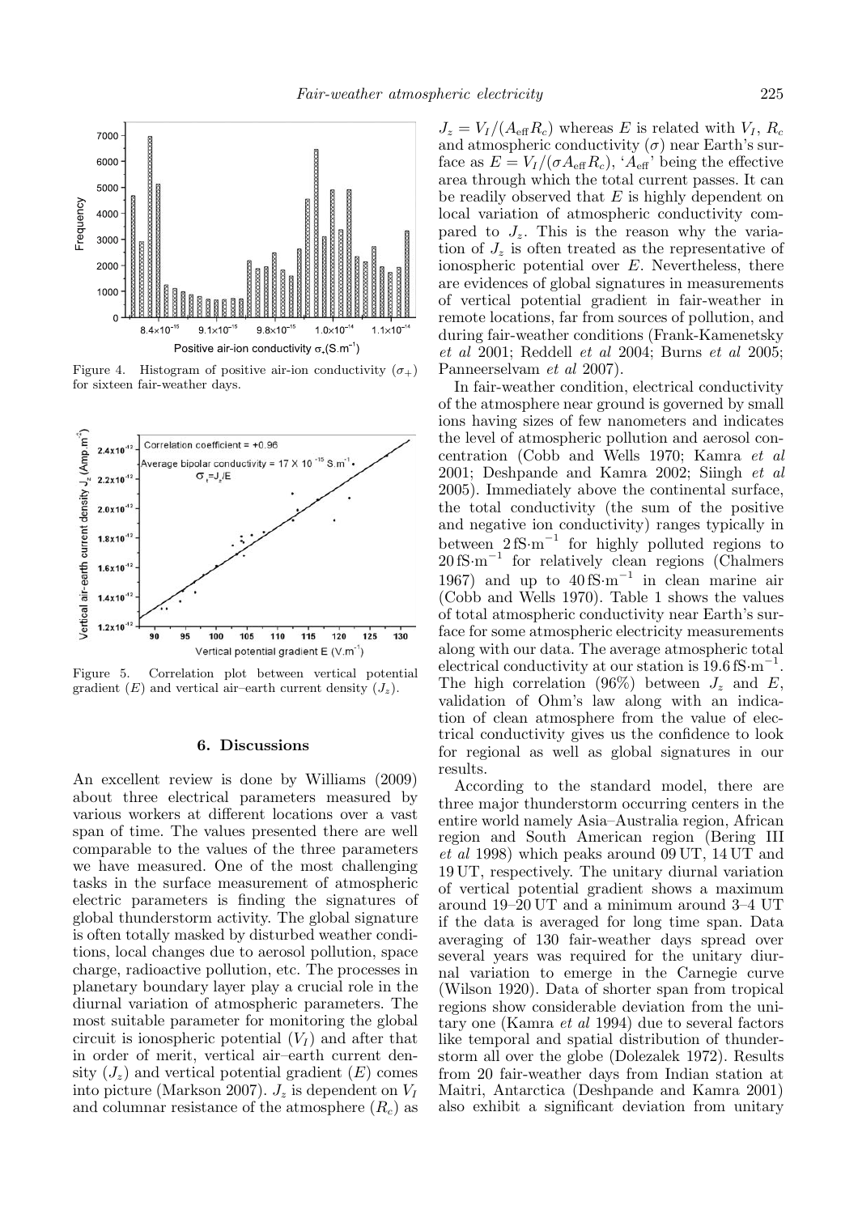Figure 4. Histogram of positive air-ion conductivity ($\sigma_+$) for sixteen fair-weather days.

Figure 5. Correlation plot between vertical potential gradient ($E$) and vertical air–earth current density ($J_z$).

## 6. Discussions

An excellent review is done by Williams (2009) about three electrical parameters measured by various workers at different locations over a vast span of time. The values presented there are well comparable to the values of the three parameters we have measured. One of the most challenging tasks in the surface measurement of atmospheric electric parameters is finding the signatures of global thunderstorm activity. The global signature is often totally masked by disturbed weather conditions, local changes due to aerosol pollution, space charge, radioactive pollution, etc. The processes in planetary boundary layer play a crucial role in the diurnal variation of atmospheric parameters. The most suitable parameter for monitoring the global circuit is ionospheric potential ($V_I$) and after that in order of merit, vertical air–earth current density ($J_z$) and vertical potential gradient ($E$) comes into picture (Markson 2007). $J_z$ is dependent on $V_I$ and columnar resistance of the atmosphere ($R_c$) as $J_z = V_I/(A_{\text{eff}}R_c)$ whereas $E$ is related with $V_I$, $R_c$ and atmospheric conductivity ($\sigma$) near Earth's surface as $E = V_I/(\sigma A_{\text{eff}}R_c)$, '$A_{\text{eff}}$' being the effective area through which the total current passes. It can be readily observed that $E$ is highly dependent on local variation of atmospheric conductivity compared to $J_z$. This is the reason why the variation of $J_z$ is often treated as the representative of ionospheric potential over $E$. Nevertheless, there are evidences of global signatures in measurements of vertical potential gradient in fair-weather in remote locations, far from sources of pollution, and during fair-weather conditions (Frank-Kamenetsky *et al* 2001; Reddell *et al* 2004; Burns *et al* 2005; Panneerselvam *et al* 2007).

In fair-weather condition, electrical conductivity of the atmosphere near ground is governed by small ions having sizes of few nanometers and indicates the level of atmospheric pollution and aerosol concentration (Cobb and Wells 1970; Kamra *et al* 2001; Deshpande and Kamra 2002; Siingh *et al* 2005). Immediately above the continental surface, the total conductivity (the sum of the positive and negative ion conductivity) ranges typically in between $2\,\text{fS}{\cdot}\text{m}^{-1}$ for highly polluted regions to $20\,\text{fS}{\cdot}\text{m}^{-1}$ for relatively clean regions (Chalmers 1967) and up to $40\,\text{fS}{\cdot}\text{m}^{-1}$ in clean marine air (Cobb and Wells 1970). Table 1 shows the values of total atmospheric conductivity near Earth's surface for some atmospheric electricity measurements along with our data. The average atmospheric total electrical conductivity at our station is $19.6\,\text{fS}{\cdot}\text{m}^{-1}$. The high correlation (96%) between $J_z$ and $E$, validation of Ohm's law along with an indication of clean atmosphere from the value of electrical conductivity gives us the confidence to look for regional as well as global signatures in our results.

According to the standard model, there are three major thunderstorm occurring centers in the entire world namely Asia–Australia region, African region and South American region (Bering III *et al* 1998) which peaks around 09 UT, 14 UT and 19 UT, respectively. The unitary diurnal variation of vertical potential gradient shows a maximum around 19–20 UT and a minimum around 3–4 UT if the data is averaged for long time span. Data averaging of 130 fair-weather days spread over several years was required for the unitary diurnal variation to emerge in the Carnegie curve (Wilson 1920). Data of shorter span from tropical regions show considerable deviation from the unitary one (Kamra *et al* 1994) due to several factors like temporal and spatial distribution of thunderstorm all over the globe (Dolezalek 1972). Results from 20 fair-weather days from Indian station at Maitri, Antarctica (Deshpande and Kamra 2001) also exhibit a significant deviation from unitary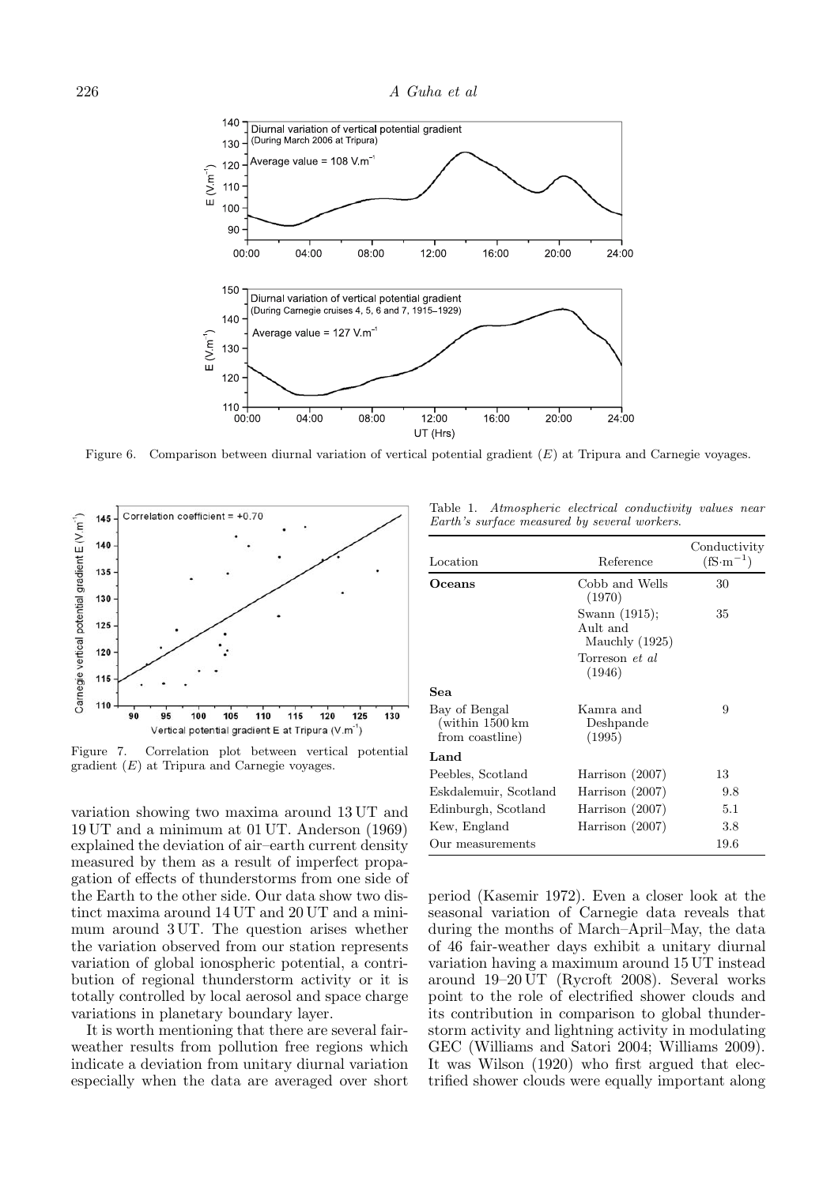Figure 6. Comparison between diurnal variation of vertical potential gradient ($E$) at Tripura and Carnegie voyages.

Figure 7. Correlation plot between vertical potential gradient ($E$) at Tripura and Carnegie voyages.

variation showing two maxima around 13 UT and 19 UT and a minimum at 01 UT. Anderson (1969) explained the deviation of air–earth current density measured by them as a result of imperfect propagation of effects of thunderstorms from one side of the Earth to the other side. Our data show two distinct maxima around 14 UT and 20 UT and a minimum around 3 UT. The question arises whether the variation observed from our station represents variation of global ionospheric potential, a contribution of regional thunderstorm activity or it is totally controlled by local aerosol and space charge variations in planetary boundary layer.

It is worth mentioning that there are several fair-weather results from pollution free regions which indicate a deviation from unitary diurnal variation especially when the data are averaged over short period (Kasemir 1972). Even a closer look at the seasonal variation of Carnegie data reveals that during the months of March–April–May, the data of 46 fair-weather days exhibit a unitary diurnal variation having a maximum around 15 UT instead around 19–20 UT (Rycroft 2008). Several works point to the role of electrified shower clouds and its contribution in comparison to global thunderstorm activity and lightning activity in modulating GEC (Williams and Satori 2004; Williams 2009). It was Wilson (1920) who first argued that electrified shower clouds were equally important along

Table 1. *Atmospheric electrical conductivity values near Earth's surface measured by several workers.*

| Location | Reference | Conductivity ($\mathrm{fS \cdot m^{-1}}$) |
|---|---|---|
| **Oceans** | Cobb and Wells (1970) | 30 |
| | Swann (1915); Ault and Mauchly (1925) | 35 |
| | Torreson *et al* (1946) | |
| **Sea** | | |
| Bay of Bengal (within 1500 km from coastline) | Kamra and Deshpande (1995) | 9 |
| **Land** | | |
| Peebles, Scotland | Harrison (2007) | 13 |
| Eskdalemuir, Scotland | Harrison (2007) | 9.8 |
| Edinburgh, Scotland | Harrison (2007) | 5.1 |
| Kew, England | Harrison (2007) | 3.8 |
| Our measurements | | 19.6 |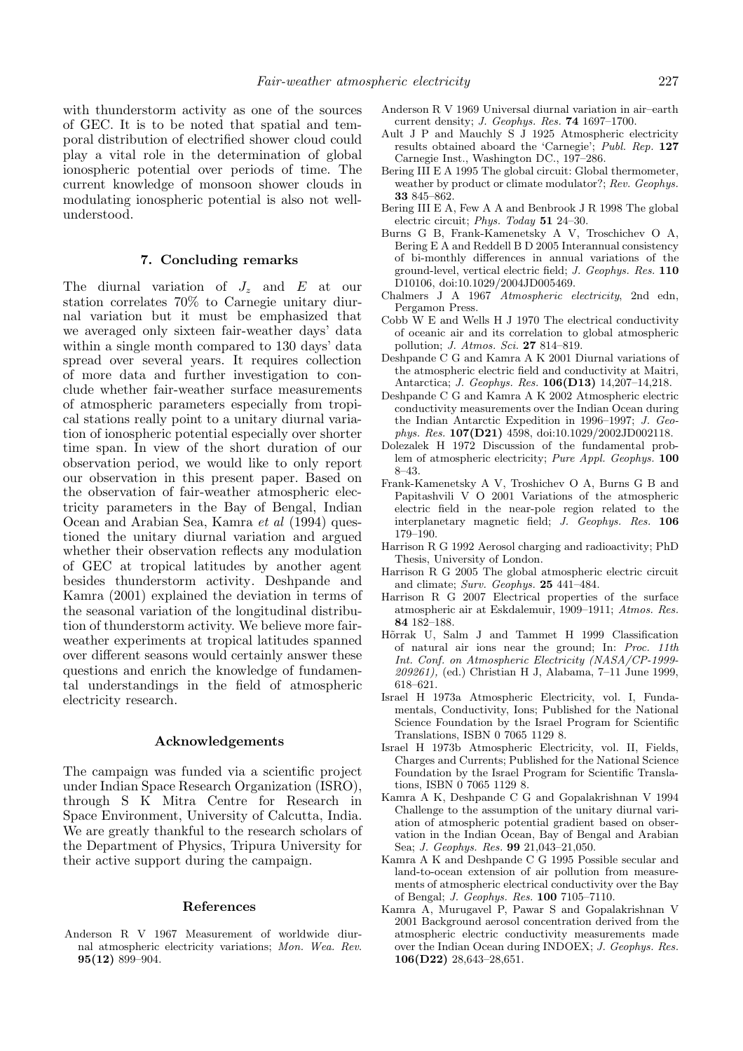with thunderstorm activity as one of the sources of GEC. It is to be noted that spatial and temporal distribution of electrified shower cloud could play a vital role in the determination of global ionospheric potential over periods of time. The current knowledge of monsoon shower clouds in modulating ionospheric potential is also not well-understood.

## 7. Concluding remarks

The diurnal variation of $J_z$ and $E$ at our station correlates 70% to Carnegie unitary diurnal variation but it must be emphasized that we averaged only sixteen fair-weather days' data within a single month compared to 130 days' data spread over several years. It requires collection of more data and further investigation to conclude whether fair-weather surface measurements of atmospheric parameters especially from tropical stations really point to a unitary diurnal variation of ionospheric potential especially over shorter time span. In view of the short duration of our observation period, we would like to only report our observation in this present paper. Based on the observation of fair-weather atmospheric electricity parameters in the Bay of Bengal, Indian Ocean and Arabian Sea, Kamra *et al* (1994) questioned the unitary diurnal variation and argued whether their observation reflects any modulation of GEC at tropical latitudes by another agent besides thunderstorm activity. Deshpande and Kamra (2001) explained the deviation in terms of the seasonal variation of the longitudinal distribution of thunderstorm activity. We believe more fair-weather experiments at tropical latitudes spanned over different seasons would certainly answer these questions and enrich the knowledge of fundamental understandings in the field of atmospheric electricity research.

## Acknowledgements

The campaign was funded via a scientific project under Indian Space Research Organization (ISRO), through S K Mitra Centre for Research in Space Environment, University of Calcutta, India. We are greatly thankful to the research scholars of the Department of Physics, Tripura University for their active support during the campaign.

## References

Anderson R V 1967 Measurement of worldwide diurnal atmospheric electricity variations; *Mon. Wea. Rev.* **95(12)** 899–904.

Anderson R V 1969 Universal diurnal variation in air–earth current density; *J. Geophys. Res.* **74** 1697–1700.

Ault J P and Mauchly S J 1925 Atmospheric electricity results obtained aboard the 'Carnegie'; *Publ. Rep.* **127** Carnegie Inst., Washington DC., 197–286.

Bering III E A 1995 The global circuit: Global thermometer, weather by product or climate modulator?; *Rev. Geophys.* **33** 845–862.

Bering III E A, Few A A and Benbrook J R 1998 The global electric circuit; *Phys. Today* **51** 24–30.

Burns G B, Frank-Kamenetsky A V, Troschichev O A, Bering E A and Reddell B D 2005 Interannual consistency of bi-monthly differences in annual variations of the ground-level, vertical electric field; *J. Geophys. Res.* **110** D10106, doi:10.1029/2004JD005469.

Chalmers J A 1967 *Atmospheric electricity*, 2nd edn, Pergamon Press.

Cobb W E and Wells H J 1970 The electrical conductivity of oceanic air and its correlation to global atmospheric pollution; *J. Atmos. Sci.* **27** 814–819.

Deshpande C G and Kamra A K 2001 Diurnal variations of the atmospheric electric field and conductivity at Maitri, Antarctica; *J. Geophys. Res.* **106(D13)** 14,207–14,218.

Deshpande C G and Kamra A K 2002 Atmospheric electric conductivity measurements over the Indian Ocean during the Indian Antarctic Expedition in 1996–1997; *J. Geophys. Res.* **107(D21)** 4598, doi:10.1029/2002JD002118.

Dolezalek H 1972 Discussion of the fundamental problem of atmospheric electricity; *Pure Appl. Geophys.* **100** 8–43.

Frank-Kamenetsky A V, Troshichev O A, Burns G B and Papitashvili V O 2001 Variations of the atmospheric electric field in the near-pole region related to the interplanetary magnetic field; *J. Geophys. Res.* **106** 179–190.

Harrison R G 1992 Aerosol charging and radioactivity; PhD Thesis, University of London.

Harrison R G 2005 The global atmospheric electric circuit and climate; *Surv. Geophys.* **25** 441–484.

Harrison R G 2007 Electrical properties of the surface atmospheric air at Eskdalemuir, 1909–1911; *Atmos. Res.* **84** 182–188.

Hõrrak U, Salm J and Tammet H 1999 Classification of natural air ions near the ground; In: *Proc. 11th Int. Conf. on Atmospheric Electricity (NASA/CP-1999-209261),* (ed.) Christian H J, Alabama, 7–11 June 1999, 618–621.

Israel H 1973a Atmospheric Electricity, vol. I, Fundamentals, Conductivity, Ions; Published for the National Science Foundation by the Israel Program for Scientific Translations, ISBN 0 7065 1129 8.

Israel H 1973b Atmospheric Electricity, vol. II, Fields, Charges and Currents; Published for the National Science Foundation by the Israel Program for Scientific Translations, ISBN 0 7065 1129 8.

Kamra A K, Deshpande C G and Gopalakrishnan V 1994 Challenge to the assumption of the unitary diurnal variation of atmospheric potential gradient based on observation in the Indian Ocean, Bay of Bengal and Arabian Sea; *J. Geophys. Res.* **99** 21,043–21,050.

Kamra A K and Deshpande C G 1995 Possible secular and land-to-ocean extension of air pollution from measurements of atmospheric electrical conductivity over the Bay of Bengal; *J. Geophys. Res.* **100** 7105–7110.

Kamra A, Murugavel P, Pawar S and Gopalakrishnan V 2001 Background aerosol concentration derived from the atmospheric electric conductivity measurements made over the Indian Ocean during INDOEX; *J. Geophys. Res.* **106(D22)** 28,643–28,651.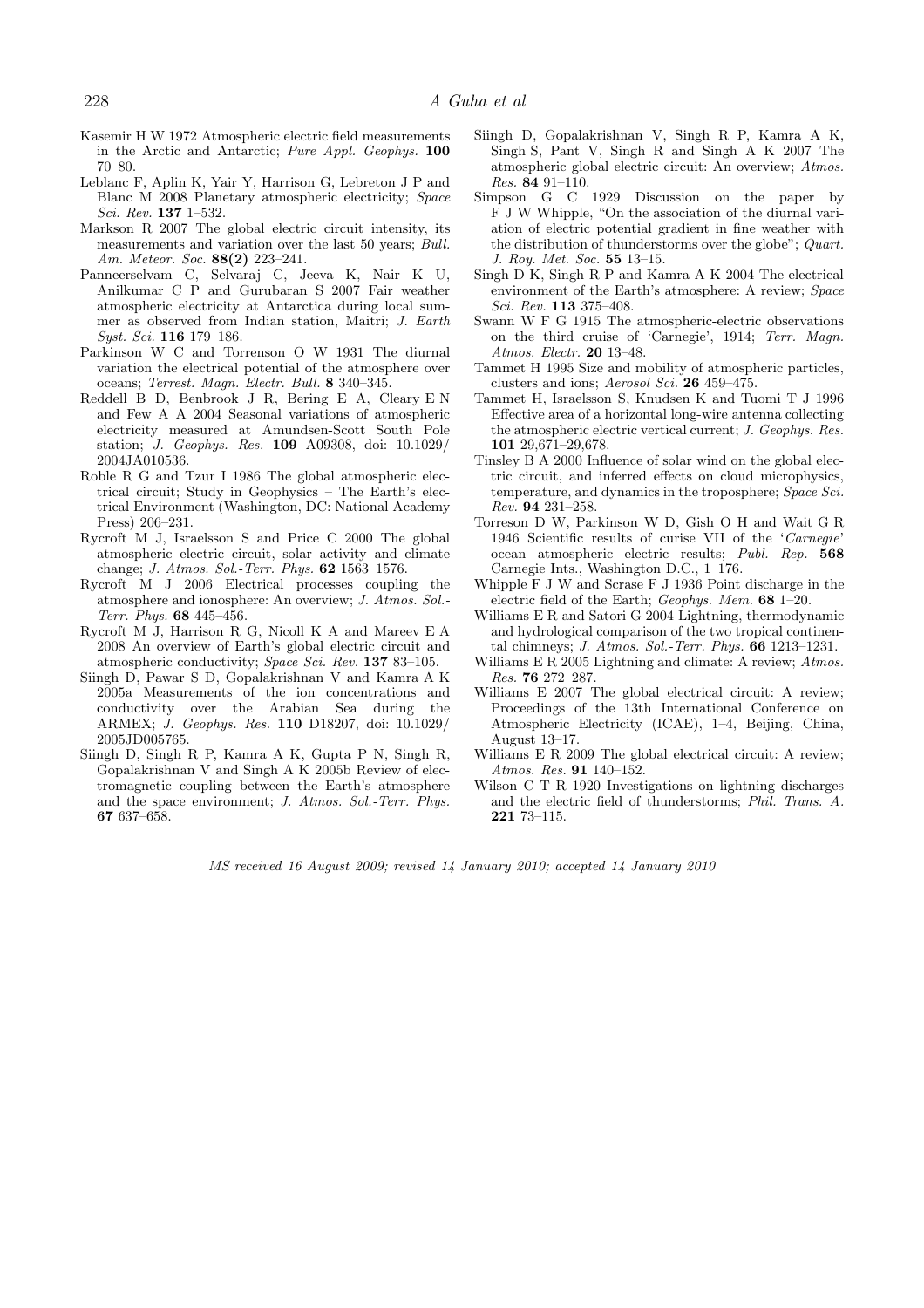Kasemir H W 1972 Atmospheric electric field measurements in the Arctic and Antarctic; *Pure Appl. Geophys.* **100** 70–80.

Leblanc F, Aplin K, Yair Y, Harrison G, Lebreton J P and Blanc M 2008 Planetary atmospheric electricity; *Space Sci. Rev.* **137** 1–532.

Markson R 2007 The global electric circuit intensity, its measurements and variation over the last 50 years; *Bull. Am. Meteor. Soc.* **88(2)** 223–241.

Panneerselvam C, Selvaraj C, Jeeva K, Nair K U, Anilkumar C P and Gurubaran S 2007 Fair weather atmospheric electricity at Antarctica during local summer as observed from Indian station, Maitri; *J. Earth Syst. Sci.* **116** 179–186.

Parkinson W C and Torrenson O W 1931 The diurnal variation the electrical potential of the atmosphere over oceans; *Terrest. Magn. Electr. Bull.* **8** 340–345.

Reddell B D, Benbrook J R, Bering E A, Cleary E N and Few A A 2004 Seasonal variations of atmospheric electricity measured at Amundsen-Scott South Pole station; *J. Geophys. Res.* **109** A09308, doi: 10.1029/2004JA010536.

Roble R G and Tzur I 1986 The global atmospheric electrical circuit; Study in Geophysics – The Earth's electrical Environment (Washington, DC: National Academy Press) 206–231.

Rycroft M J, Israelsson S and Price C 2000 The global atmospheric electric circuit, solar activity and climate change; *J. Atmos. Sol.-Terr. Phys.* **62** 1563–1576.

Rycroft M J 2006 Electrical processes coupling the atmosphere and ionosphere: An overview; *J. Atmos. Sol.-Terr. Phys.* **68** 445–456.

Rycroft M J, Harrison R G, Nicoll K A and Mareev E A 2008 An overview of Earth's global electric circuit and atmospheric conductivity; *Space Sci. Rev.* **137** 83–105.

Siingh D, Pawar S D, Gopalakrishnan V and Kamra A K 2005a Measurements of the ion concentrations and conductivity over the Arabian Sea during the ARMEX; *J. Geophys. Res.* **110** D18207, doi: 10.1029/2005JD005765.

Siingh D, Singh R P, Kamra A K, Gupta P N, Singh R, Gopalakrishnan V and Singh A K 2005b Review of electromagnetic coupling between the Earth's atmosphere and the space environment; *J. Atmos. Sol.-Terr. Phys.* **67** 637–658.

Siingh D, Gopalakrishnan V, Singh R P, Kamra A K, Singh S, Pant V, Singh R and Singh A K 2007 The atmospheric global electric circuit: An overview; *Atmos. Res.* **84** 91–110.

Simpson G C 1929 Discussion on the paper by F J W Whipple, "On the association of the diurnal variation of electric potential gradient in fine weather with the distribution of thunderstorms over the globe"; *Quart. J. Roy. Met. Soc.* **55** 13–15.

Singh D K, Singh R P and Kamra A K 2004 The electrical environment of the Earth's atmosphere: A review; *Space Sci. Rev.* **113** 375–408.

Swann W F G 1915 The atmospheric-electric observations on the third cruise of 'Carnegie', 1914; *Terr. Magn. Atmos. Electr.* **20** 13–48.

Tammet H 1995 Size and mobility of atmospheric particles, clusters and ions; *Aerosol Sci.* **26** 459–475.

Tammet H, Israelsson S, Knudsen K and Tuomi T J 1996 Effective area of a horizontal long-wire antenna collecting the atmospheric electric vertical current; *J. Geophys. Res.* **101** 29,671–29,678.

Tinsley B A 2000 Influence of solar wind on the global electric circuit, and inferred effects on cloud microphysics, temperature, and dynamics in the troposphere; *Space Sci. Rev.* **94** 231–258.

Torreson D W, Parkinson W D, Gish O H and Wait G R 1946 Scientific results of curise VII of the '*Carnegie*' ocean atmospheric electric results; *Publ. Rep.* **568** Carnegie Ints., Washington D.C., 1–176.

Whipple F J W and Scrase F J 1936 Point discharge in the electric field of the Earth; *Geophys. Mem.* **68** 1–20.

Williams E R and Satori G 2004 Lightning, thermodynamic and hydrological comparison of the two tropical continental chimneys; *J. Atmos. Sol.-Terr. Phys.* **66** 1213–1231.

Williams E R 2005 Lightning and climate: A review; *Atmos. Res.* **76** 272–287.

Williams E 2007 The global electrical circuit: A review; Proceedings of the 13th International Conference on Atmospheric Electricity (ICAE), 1–4, Beijing, China, August 13–17.

Williams E R 2009 The global electrical circuit: A review; *Atmos. Res.* **91** 140–152.

Wilson C T R 1920 Investigations on lightning discharges and the electric field of thunderstorms; *Phil. Trans. A.* **221** 73–115.

*MS received 16 August 2009; revised 14 January 2010; accepted 14 January 2010*